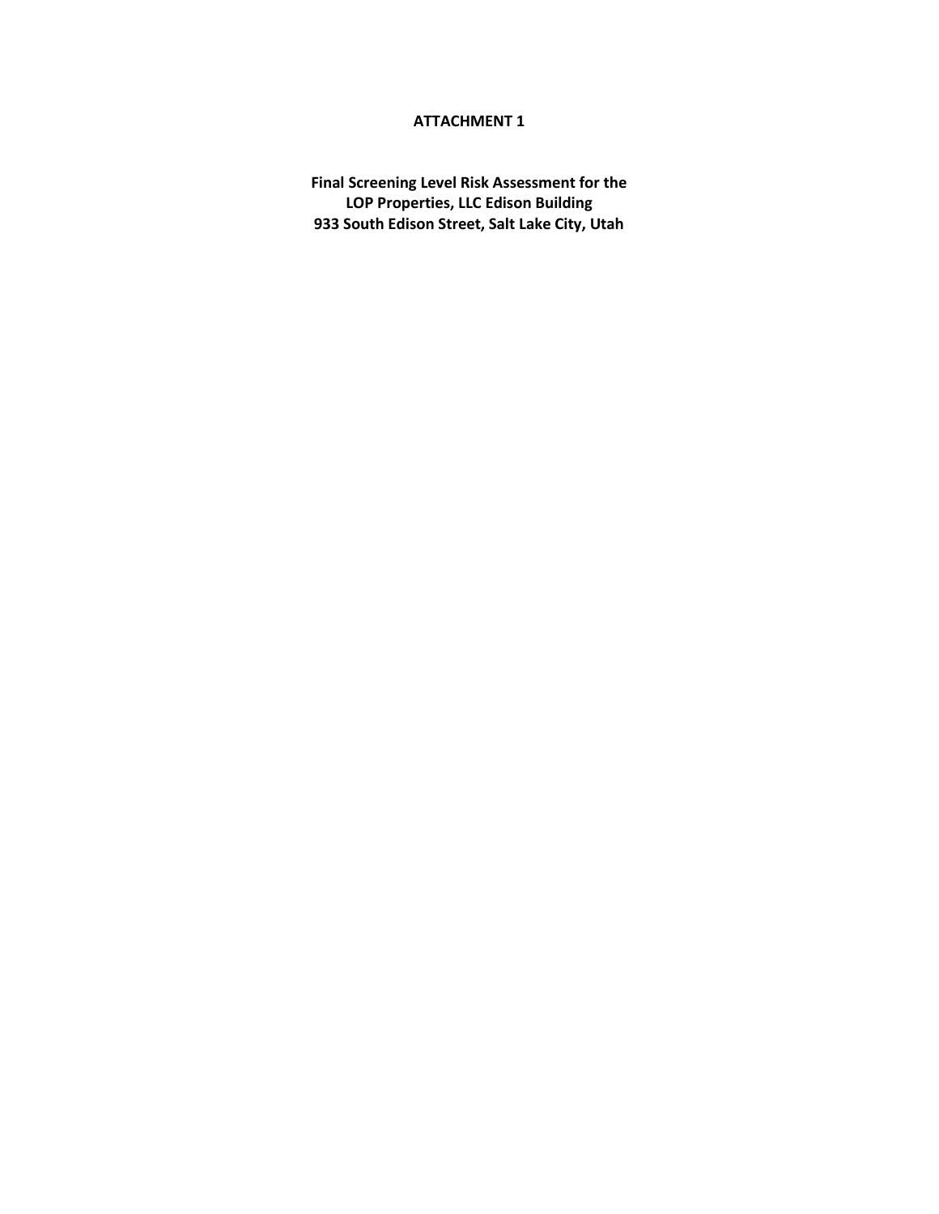**ATTACHMENT 1**

**Final Screening Level Risk Assessment for the LOP Properties, LLC Edison Building 933 South Edison Street, Salt Lake City, Utah**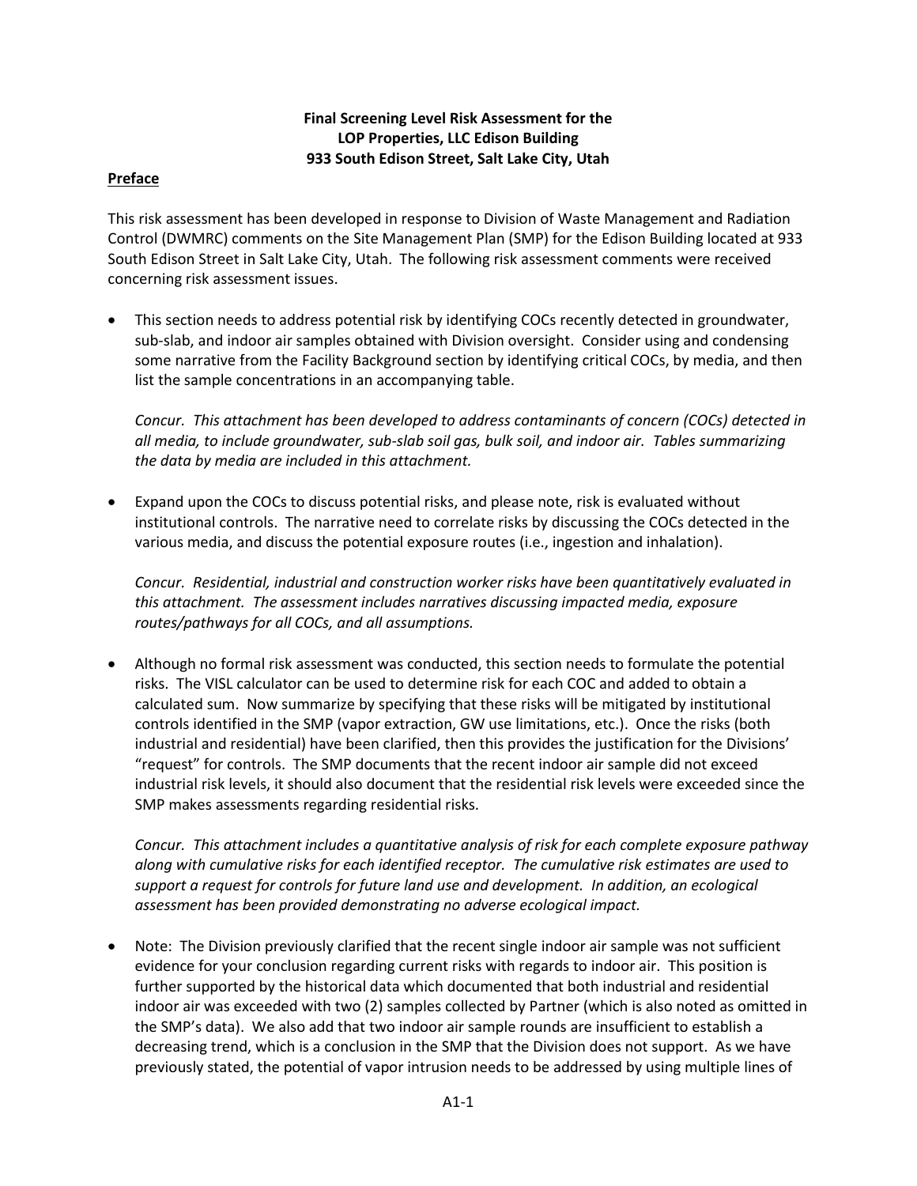**Final Screening Level Risk Assessment for the LOP Properties, LLC Edison Building 933 South Edison Street, Salt Lake City, Utah**

## Preface

This risk assessment has been developed in response to Division of Waste Management and Radiation Control (DWMRC) comments on the Site Management Plan (SMP) for the Edison Building located at 933 South Edison Street in Salt Lake City, Utah. The following risk assessment comments were received concerning risk assessment issues.

- This section needs to address potential risk by identifying COCs recently detected in groundwater, sub-slab, and indoor air samples obtained with Division oversight. Consider using and condensing some narrative from the Facility Background section by identifying critical COCs, by media, and then list the sample concentrations in an accompanying table.

  *Concur. This attachment has been developed to address contaminants of concern (COCs) detected in all media, to include groundwater, sub-slab soil gas, bulk soil, and indoor air. Tables summarizing the data by media are included in this attachment.*

- Expand upon the COCs to discuss potential risks, and please note, risk is evaluated without institutional controls. The narrative need to correlate risks by discussing the COCs detected in the various media, and discuss the potential exposure routes (i.e., ingestion and inhalation).

  *Concur. Residential, industrial and construction worker risks have been quantitatively evaluated in this attachment. The assessment includes narratives discussing impacted media, exposure routes/pathways for all COCs, and all assumptions.*

- Although no formal risk assessment was conducted, this section needs to formulate the potential risks. The VISL calculator can be used to determine risk for each COC and added to obtain a calculated sum. Now summarize by specifying that these risks will be mitigated by institutional controls identified in the SMP (vapor extraction, GW use limitations, etc.). Once the risks (both industrial and residential) have been clarified, then this provides the justification for the Divisions' "request" for controls. The SMP documents that the recent indoor air sample did not exceed industrial risk levels, it should also document that the residential risk levels were exceeded since the SMP makes assessments regarding residential risks.

  *Concur. This attachment includes a quantitative analysis of risk for each complete exposure pathway along with cumulative risks for each identified receptor. The cumulative risk estimates are used to support a request for controls for future land use and development. In addition, an ecological assessment has been provided demonstrating no adverse ecological impact.*

- Note: The Division previously clarified that the recent single indoor air sample was not sufficient evidence for your conclusion regarding current risks with regards to indoor air. This position is further supported by the historical data which documented that both industrial and residential indoor air was exceeded with two (2) samples collected by Partner (which is also noted as omitted in the SMP's data). We also add that two indoor air sample rounds are insufficient to establish a decreasing trend, which is a conclusion in the SMP that the Division does not support. As we have previously stated, the potential of vapor intrusion needs to be addressed by using multiple lines of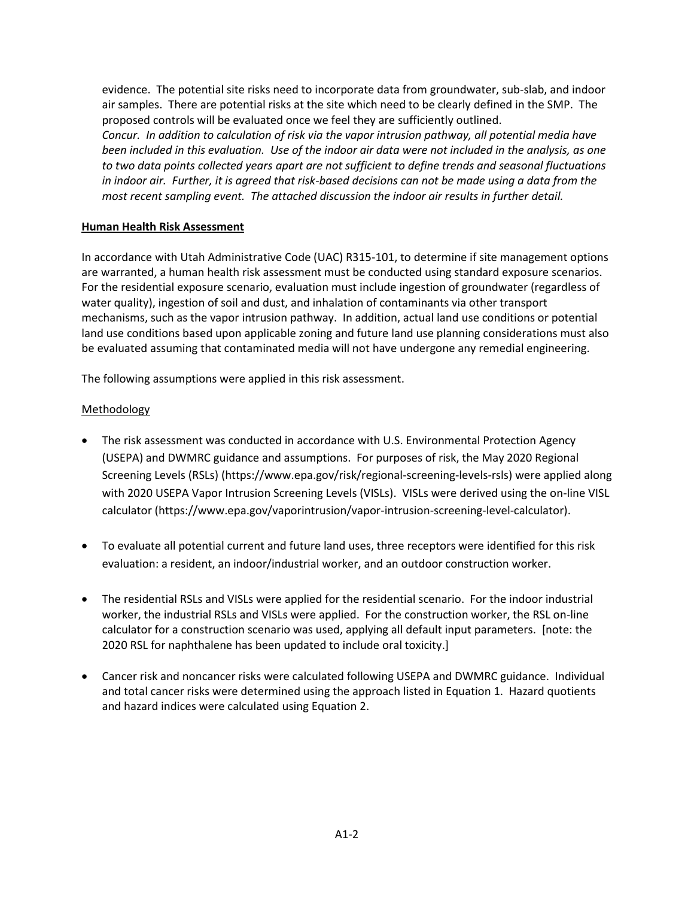evidence. The potential site risks need to incorporate data from groundwater, sub-slab, and indoor air samples. There are potential risks at the site which need to be clearly defined in the SMP. The proposed controls will be evaluated once we feel they are sufficiently outlined.
*Concur. In addition to calculation of risk via the vapor intrusion pathway, all potential media have been included in this evaluation. Use of the indoor air data were not included in the analysis, as one to two data points collected years apart are not sufficient to define trends and seasonal fluctuations in indoor air. Further, it is agreed that risk-based decisions can not be made using a data from the most recent sampling event. The attached discussion the indoor air results in further detail.*

**Human Health Risk Assessment**

In accordance with Utah Administrative Code (UAC) R315-101, to determine if site management options are warranted, a human health risk assessment must be conducted using standard exposure scenarios. For the residential exposure scenario, evaluation must include ingestion of groundwater (regardless of water quality), ingestion of soil and dust, and inhalation of contaminants via other transport mechanisms, such as the vapor intrusion pathway. In addition, actual land use conditions or potential land use conditions based upon applicable zoning and future land use planning considerations must also be evaluated assuming that contaminated media will not have undergone any remedial engineering.

The following assumptions were applied in this risk assessment.

Methodology

- The risk assessment was conducted in accordance with U.S. Environmental Protection Agency (USEPA) and DWMRC guidance and assumptions. For purposes of risk, the May 2020 Regional Screening Levels (RSLs) (https://www.epa.gov/risk/regional-screening-levels-rsls) were applied along with 2020 USEPA Vapor Intrusion Screening Levels (VISLs). VISLs were derived using the on-line VISL calculator (https://www.epa.gov/vaporintrusion/vapor-intrusion-screening-level-calculator).

- To evaluate all potential current and future land uses, three receptors were identified for this risk evaluation: a resident, an indoor/industrial worker, and an outdoor construction worker.

- The residential RSLs and VISLs were applied for the residential scenario. For the indoor industrial worker, the industrial RSLs and VISLs were applied. For the construction worker, the RSL on-line calculator for a construction scenario was used, applying all default input parameters. [note: the 2020 RSL for naphthalene has been updated to include oral toxicity.]

- Cancer risk and noncancer risks were calculated following USEPA and DWMRC guidance. Individual and total cancer risks were determined using the approach listed in Equation 1. Hazard quotients and hazard indices were calculated using Equation 2.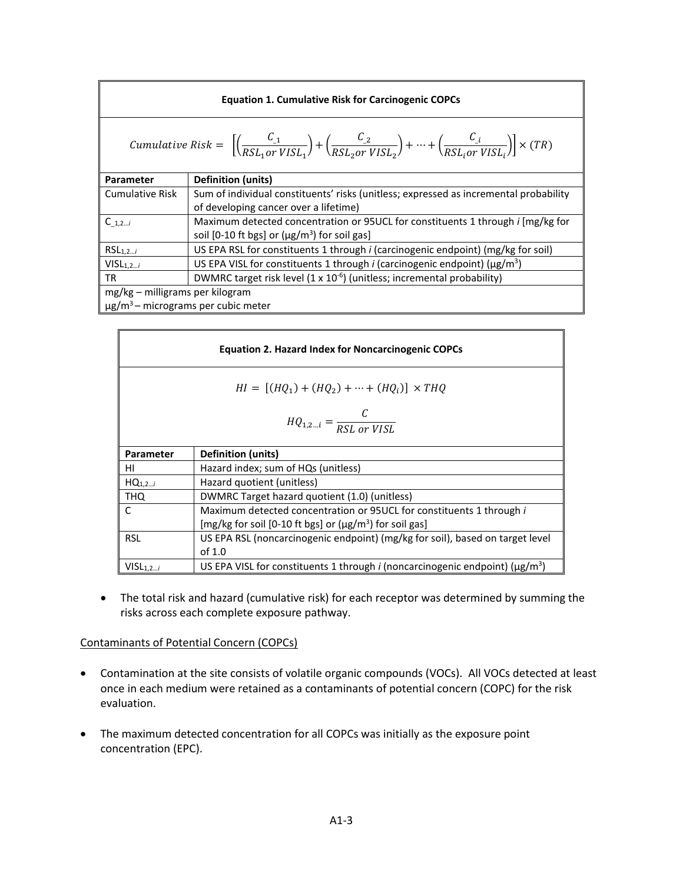**Equation 1. Cumulative Risk for Carcinogenic COPCs**

$$Cumulative\ Risk = \left[\left(\frac{C_{\_1}}{RSL_1\, or\, VISL_1}\right) + \left(\frac{C_{\_2}}{RSL_2 or\, VISL_2}\right) + \cdots + \left(\frac{C_{\_i}}{RSL_i or\, VISL_i}\right)\right] \times (TR)$$

| Parameter | Definition (units) |
|---|---|
| Cumulative Risk | Sum of individual constituents' risks (unitless; expressed as incremental probability of developing cancer over a lifetime) |
| $C_{\_1,2\ldots i}$ | Maximum detected concentration or 95UCL for constituents 1 through *i* [mg/kg for soil [0-10 ft bgs] or (µg/m$^3$) for soil gas] |
| $RSL_{1,2\ldots i}$ | US EPA RSL for constituents 1 through *i* (carcinogenic endpoint) (mg/kg for soil) |
| $VISL_{1,2\ldots i}$ | US EPA VISL for constituents 1 through *i* (carcinogenic endpoint) (µg/m$^3$) |
| TR | DWMRC target risk level (1 x 10$^{-6}$) (unitless; incremental probability) |

mg/kg – milligrams per kilogram
µg/m$^3$ – micrograms per cubic meter

**Equation 2. Hazard Index for Noncarcinogenic COPCs**

$$HI = [(HQ_1) + (HQ_2) + \cdots + (HQ_i)] \times THQ$$

$$HQ_{1,2\ldots i} = \frac{C}{RSL\ or\ VISL}$$

| Parameter | Definition (units) |
|---|---|
| HI | Hazard index; sum of HQs (unitless) |
| $HQ_{1,2\ldots i}$ | Hazard quotient (unitless) |
| THQ | DWMRC Target hazard quotient (1.0) (unitless) |
| C | Maximum detected concentration or 95UCL for constituents 1 through *i* [mg/kg for soil [0-10 ft bgs] or (µg/m$^3$) for soil gas] |
| RSL | US EPA RSL (noncarcinogenic endpoint) (mg/kg for soil), based on target level of 1.0 |
| $VISL_{1,2\ldots i}$ | US EPA VISL for constituents 1 through *i* (noncarcinogenic endpoint) (µg/m$^3$) |

- The total risk and hazard (cumulative risk) for each receptor was determined by summing the risks across each complete exposure pathway.

Contaminants of Potential Concern (COPCs)

- Contamination at the site consists of volatile organic compounds (VOCs). All VOCs detected at least once in each medium were retained as a contaminants of potential concern (COPC) for the risk evaluation.

- The maximum detected concentration for all COPCs was initially as the exposure point concentration (EPC).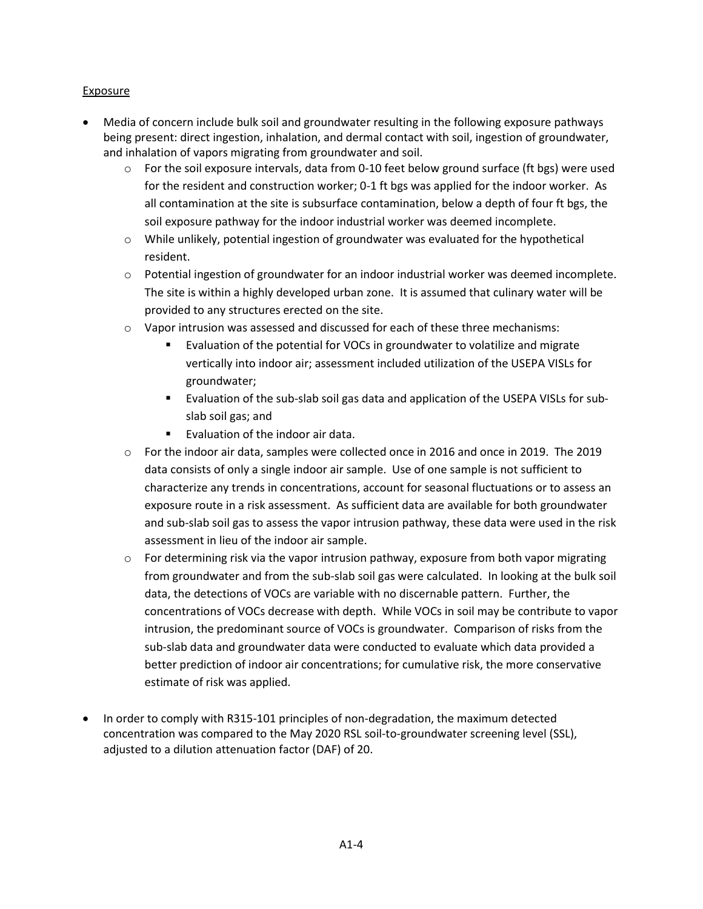Exposure

- Media of concern include bulk soil and groundwater resulting in the following exposure pathways being present: direct ingestion, inhalation, and dermal contact with soil, ingestion of groundwater, and inhalation of vapors migrating from groundwater and soil.
  - For the soil exposure intervals, data from 0-10 feet below ground surface (ft bgs) were used for the resident and construction worker; 0-1 ft bgs was applied for the indoor worker. As all contamination at the site is subsurface contamination, below a depth of four ft bgs, the soil exposure pathway for the indoor industrial worker was deemed incomplete.
  - While unlikely, potential ingestion of groundwater was evaluated for the hypothetical resident.
  - Potential ingestion of groundwater for an indoor industrial worker was deemed incomplete. The site is within a highly developed urban zone. It is assumed that culinary water will be provided to any structures erected on the site.
  - Vapor intrusion was assessed and discussed for each of these three mechanisms:
    - Evaluation of the potential for VOCs in groundwater to volatilize and migrate vertically into indoor air; assessment included utilization of the USEPA VISLs for groundwater;
    - Evaluation of the sub-slab soil gas data and application of the USEPA VISLs for sub-slab soil gas; and
    - Evaluation of the indoor air data.
  - For the indoor air data, samples were collected once in 2016 and once in 2019. The 2019 data consists of only a single indoor air sample. Use of one sample is not sufficient to characterize any trends in concentrations, account for seasonal fluctuations or to assess an exposure route in a risk assessment. As sufficient data are available for both groundwater and sub-slab soil gas to assess the vapor intrusion pathway, these data were used in the risk assessment in lieu of the indoor air sample.
  - For determining risk via the vapor intrusion pathway, exposure from both vapor migrating from groundwater and from the sub-slab soil gas were calculated. In looking at the bulk soil data, the detections of VOCs are variable with no discernable pattern. Further, the concentrations of VOCs decrease with depth. While VOCs in soil may be contribute to vapor intrusion, the predominant source of VOCs is groundwater. Comparison of risks from the sub-slab data and groundwater data were conducted to evaluate which data provided a better prediction of indoor air concentrations; for cumulative risk, the more conservative estimate of risk was applied.

- In order to comply with R315-101 principles of non-degradation, the maximum detected concentration was compared to the May 2020 RSL soil-to-groundwater screening level (SSL), adjusted to a dilution attenuation factor (DAF) of 20.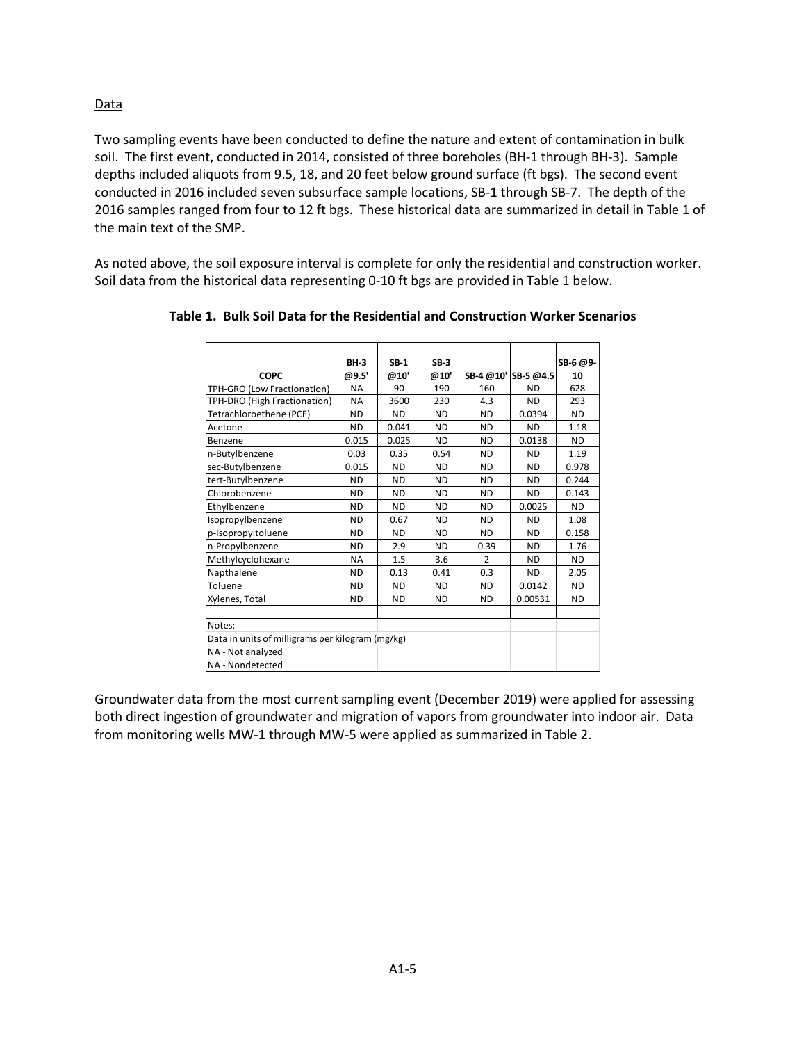Data

Two sampling events have been conducted to define the nature and extent of contamination in bulk soil. The first event, conducted in 2014, consisted of three boreholes (BH-1 through BH-3). Sample depths included aliquots from 9.5, 18, and 20 feet below ground surface (ft bgs). The second event conducted in 2016 included seven subsurface sample locations, SB-1 through SB-7. The depth of the 2016 samples ranged from four to 12 ft bgs. These historical data are summarized in detail in Table 1 of the main text of the SMP.

As noted above, the soil exposure interval is complete for only the residential and construction worker. Soil data from the historical data representing 0-10 ft bgs are provided in Table 1 below.

**Table 1. Bulk Soil Data for the Residential and Construction Worker Scenarios**

| COPC | BH-3 @9.5' | SB-1 @10' | SB-3 @10' | SB-4 @10' | SB-5 @4.5 | SB-6 @9-10 |
|---|---|---|---|---|---|---|
| TPH-GRO (Low Fractionation) | NA | 90 | 190 | 160 | ND | 628 |
| TPH-DRO (High Fractionation) | NA | 3600 | 230 | 4.3 | ND | 293 |
| Tetrachloroethene (PCE) | ND | ND | ND | ND | 0.0394 | ND |
| Acetone | ND | 0.041 | ND | ND | ND | 1.18 |
| Benzene | 0.015 | 0.025 | ND | ND | 0.0138 | ND |
| n-Butylbenzene | 0.03 | 0.35 | 0.54 | ND | ND | 1.19 |
| sec-Butylbenzene | 0.015 | ND | ND | ND | ND | 0.978 |
| tert-Butylbenzene | ND | ND | ND | ND | ND | 0.244 |
| Chlorobenzene | ND | ND | ND | ND | ND | 0.143 |
| Ethylbenzene | ND | ND | ND | ND | 0.0025 | ND |
| Isopropylbenzene | ND | 0.67 | ND | ND | ND | 1.08 |
| p-Isopropyltoluene | ND | ND | ND | ND | ND | 0.158 |
| n-Propylbenzene | ND | 2.9 | ND | 0.39 | ND | 1.76 |
| Methylcyclohexane | NA | 1.5 | 3.6 | 2 | ND | ND |
| Napthalene | ND | 0.13 | 0.41 | 0.3 | ND | 2.05 |
| Toluene | ND | ND | ND | ND | 0.0142 | ND |
| Xylenes, Total | ND | ND | ND | ND | 0.00531 | ND |
| | | | | | | |
| Notes: | | | | | | |
| Data in units of milligrams per kilogram (mg/kg) | | | | | | |
| NA - Not analyzed | | | | | | |
| NA - Nondetected | | | | | | |

Groundwater data from the most current sampling event (December 2019) were applied for assessing both direct ingestion of groundwater and migration of vapors from groundwater into indoor air. Data from monitoring wells MW-1 through MW-5 were applied as summarized in Table 2.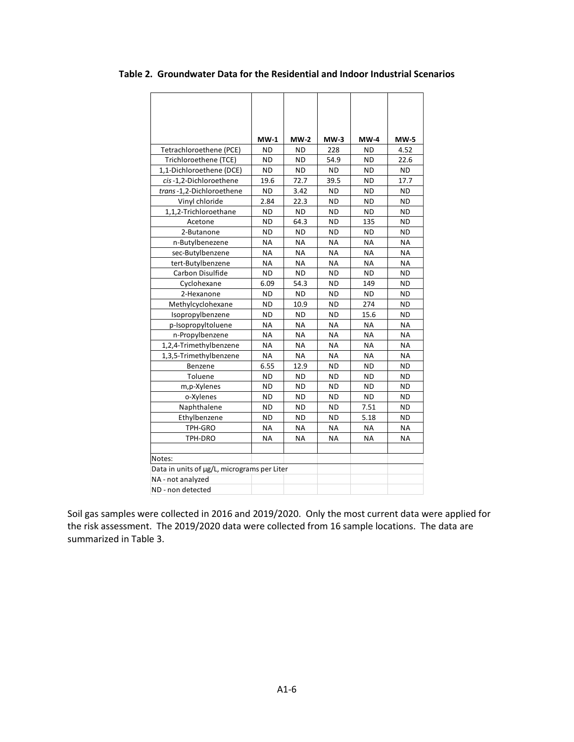**Table 2. Groundwater Data for the Residential and Indoor Industrial Scenarios**

| | MW-1 | MW-2 | MW-3 | MW-4 | MW-5 |
|---|---|---|---|---|---|
| Tetrachloroethene (PCE) | ND | ND | 228 | ND | 4.52 |
| Trichloroethene (TCE) | ND | ND | 54.9 | ND | 22.6 |
| 1,1-Dichloroethene (DCE) | ND | ND | ND | ND | ND |
| *cis*-1,2-Dichloroethene | 19.6 | 72.7 | 39.5 | ND | 17.7 |
| *trans*-1,2-Dichloroethene | ND | 3.42 | ND | ND | ND |
| Vinyl chloride | 2.84 | 22.3 | ND | ND | ND |
| 1,1,2-Trichloroethane | ND | ND | ND | ND | ND |
| Acetone | ND | 64.3 | ND | 135 | ND |
| 2-Butanone | ND | ND | ND | ND | ND |
| n-Butylbenezene | NA | NA | NA | NA | NA |
| sec-Butylbenzene | NA | NA | NA | NA | NA |
| tert-Butylbenzene | NA | NA | NA | NA | NA |
| Carbon Disulfide | ND | ND | ND | ND | ND |
| Cyclohexane | 6.09 | 54.3 | ND | 149 | ND |
| 2-Hexanone | ND | ND | ND | ND | ND |
| Methylcyclohexane | ND | 10.9 | ND | 274 | ND |
| Isopropylbenzene | ND | ND | ND | 15.6 | ND |
| p-Isopropyltoluene | NA | NA | NA | NA | NA |
| n-Propylbenzene | NA | NA | NA | NA | NA |
| 1,2,4-Trimethylbenzene | NA | NA | NA | NA | NA |
| 1,3,5-Trimethylbenzene | NA | NA | NA | NA | NA |
| Benzene | 6.55 | 12.9 | ND | ND | ND |
| Toluene | ND | ND | ND | ND | ND |
| m,p-Xylenes | ND | ND | ND | ND | ND |
| o-Xylenes | ND | ND | ND | ND | ND |
| Naphthalene | ND | ND | ND | 7.51 | ND |
| Ethylbenzene | ND | ND | ND | 5.18 | ND |
| TPH-GRO | NA | NA | NA | NA | NA |
| TPH-DRO | NA | NA | NA | NA | NA |

Notes:
Data in units of µg/L, micrograms per Liter
NA - not analyzed
ND - non detected

Soil gas samples were collected in 2016 and 2019/2020. Only the most current data were applied for the risk assessment. The 2019/2020 data were collected from 16 sample locations. The data are summarized in Table 3.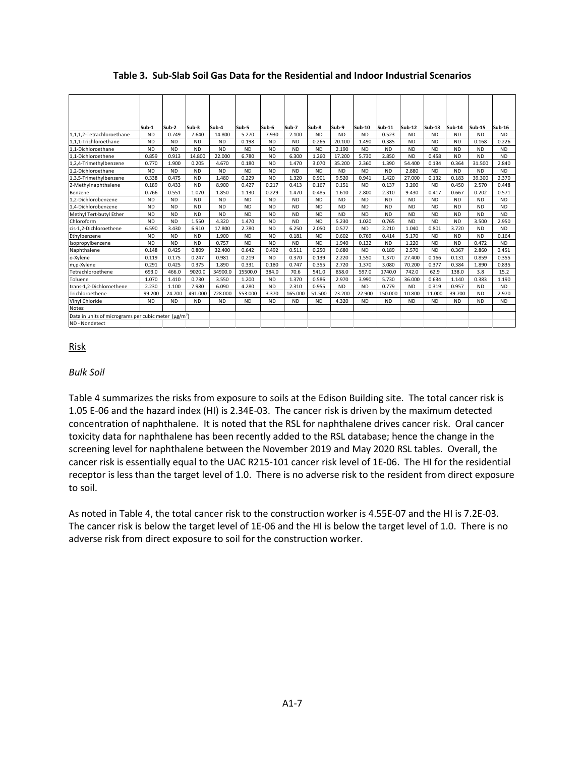**Table 3. Sub-Slab Soil Gas Data for the Residential and Indoor Industrial Scenarios**

| | Sub-1 | Sub-2 | Sub-3 | Sub-4 | Sub-5 | Sub-6 | Sub-7 | Sub-8 | Sub-9 | Sub-10 | Sub-11 | Sub-12 | Sub-13 | Sub-14 | Sub-15 | Sub-16 |
|---|---|---|---|---|---|---|---|---|---|---|---|---|---|---|---|---|
| 1,1,1,2-Tetrachloroethane | ND | 0.749 | 7.640 | 14.800 | 5.270 | 7.930 | 2.100 | ND | ND | ND | 0.523 | ND | ND | ND | ND | ND |
| 1,1,1-Trichloroethane | ND | ND | ND | ND | 0.198 | ND | ND | 0.266 | 20.100 | 1.490 | 0.385 | ND | ND | ND | 0.168 | 0.226 |
| 1,1-Dichloroethane | ND | ND | ND | ND | ND | ND | ND | ND | 2.190 | ND | ND | ND | ND | ND | ND | ND |
| 1,1-Dichloroethene | 0.859 | 0.913 | 14.800 | 22.000 | 6.780 | ND | 6.300 | 1.260 | 17.200 | 5.730 | 2.850 | ND | 0.458 | ND | ND | ND |
| 1,2,4-Trimethylbenzene | 0.770 | 1.900 | 0.205 | 4.670 | 0.180 | ND | 1.470 | 3.070 | 35.200 | 2.360 | 1.390 | 54.400 | 0.134 | 0.364 | 31.500 | 2.840 |
| 1,2-Dichloroethane | ND | ND | ND | ND | ND | ND | ND | ND | ND | ND | ND | 2.880 | ND | ND | ND | ND |
| 1,3,5-Trimethylbenzene | 0.338 | 0.475 | ND | 1.480 | 0.229 | ND | 1.320 | 0.901 | 9.520 | 0.941 | 1.420 | 27.000 | 0.132 | 0.183 | 39.300 | 2.370 |
| 2-Methylnaphthalene | 0.189 | 0.433 | ND | 8.900 | 0.427 | 0.217 | 0.413 | 0.167 | 0.151 | ND | 0.137 | 3.200 | ND | 0.450 | 2.570 | 0.448 |
| Benzene | 0.766 | 0.551 | 1.070 | 1.850 | 1.130 | 0.229 | 1.470 | 0.485 | 1.610 | 2.800 | 2.310 | 9.430 | 0.417 | 0.667 | 0.202 | 0.571 |
| 1,2-Dichlorobenzene | ND | ND | ND | ND | ND | ND | ND | ND | ND | ND | ND | ND | ND | ND | ND | ND |
| 1,4-Dichlorobenzene | ND | ND | ND | ND | ND | ND | ND | ND | ND | ND | ND | ND | ND | ND | ND | ND |
| Methyl Tert-butyl Ether | ND | ND | ND | ND | ND | ND | ND | ND | ND | ND | ND | ND | ND | ND | ND | ND |
| Chloroform | ND | ND | 1.550 | 4.320 | 1.470 | ND | ND | ND | 5.230 | 1.020 | 0.765 | ND | ND | ND | 3.500 | 2.950 |
| cis-1,2-Dichloroethene | 6.590 | 3.430 | 6.910 | 17.800 | 2.780 | ND | 6.250 | 2.050 | 0.577 | ND | 2.210 | 1.040 | 0.801 | 3.720 | ND | ND |
| Ethylbenzene | ND | ND | ND | 1.900 | ND | ND | 0.181 | ND | 0.602 | 0.769 | 0.414 | 5.170 | ND | ND | ND | 0.164 |
| Isopropylbenzene | ND | ND | ND | 0.757 | ND | ND | ND | ND | 1.940 | 0.132 | ND | 1.220 | ND | ND | 0.472 | ND |
| Naphthalene | 0.148 | 0.425 | 0.809 | 32.400 | 0.642 | 0.492 | 0.511 | 0.250 | 0.680 | ND | 0.189 | 2.570 | ND | 0.367 | 2.860 | 0.451 |
| o-Xylene | 0.119 | 0.175 | 0.247 | 0.981 | 0.219 | ND | 0.370 | 0.139 | 2.220 | 1.550 | 1.370 | 27.400 | 0.166 | 0.131 | 0.859 | 0.355 |
| m,p-Xylene | 0.291 | 0.425 | 0.375 | 1.890 | 0.331 | 0.180 | 0.747 | 0.355 | 2.720 | 1.370 | 3.080 | 70.200 | 0.377 | 0.384 | 1.890 | 0.835 |
| Tetrachloroethene | 693.0 | 466.0 | 9020.0 | 34900.0 | 15500.0 | 384.0 | 70.6 | 541.0 | 858.0 | 597.0 | 1740.0 | 742.0 | 62.9 | 138.0 | 3.8 | 15.2 |
| Toluene | 1.070 | 1.410 | 0.730 | 3.550 | 1.200 | ND | 1.370 | 0.586 | 2.970 | 3.990 | 5.730 | 36.000 | 0.634 | 1.140 | 0.383 | 1.190 |
| trans-1,2-Dichloroethene | 2.230 | 1.100 | 7.980 | 6.090 | 4.280 | ND | 2.310 | 0.955 | ND | ND | 0.779 | ND | 0.319 | 0.957 | ND | ND |
| Trichloroethene | 99.200 | 24.700 | 491.000 | 728.000 | 553.000 | 3.370 | 165.000 | 51.500 | 23.200 | 22.900 | 150.000 | 10.800 | 11.000 | 39.700 | ND | 2.970 |
| Vinyl Chloride | ND | ND | ND | ND | ND | ND | ND | ND | 4.320 | ND | ND | ND | ND | ND | ND | ND |
| Notes: | | | | | | | | | | | | | | | | |
| Data in units of micrograms per cubic meter ($\mu g/m^3$) | | | | | | | | | | | | | | | | |
| ND - Nondetect | | | | | | | | | | | | | | | | |

## Risk

### *Bulk Soil*

Table 4 summarizes the risks from exposure to soils at the Edison Building site. The total cancer risk is 1.05 E-06 and the hazard index (HI) is 2.34E-03. The cancer risk is driven by the maximum detected concentration of naphthalene. It is noted that the RSL for naphthalene drives cancer risk. Oral cancer toxicity data for naphthalene has been recently added to the RSL database; hence the change in the screening level for naphthalene between the November 2019 and May 2020 RSL tables. Overall, the cancer risk is essentially equal to the UAC R215-101 cancer risk level of 1E-06. The HI for the residential receptor is less than the target level of 1.0. There is no adverse risk to the resident from direct exposure to soil.

As noted in Table 4, the total cancer risk to the construction worker is 4.55E-07 and the HI is 7.2E-03. The cancer risk is below the target level of 1E-06 and the HI is below the target level of 1.0. There is no adverse risk from direct exposure to soil for the construction worker.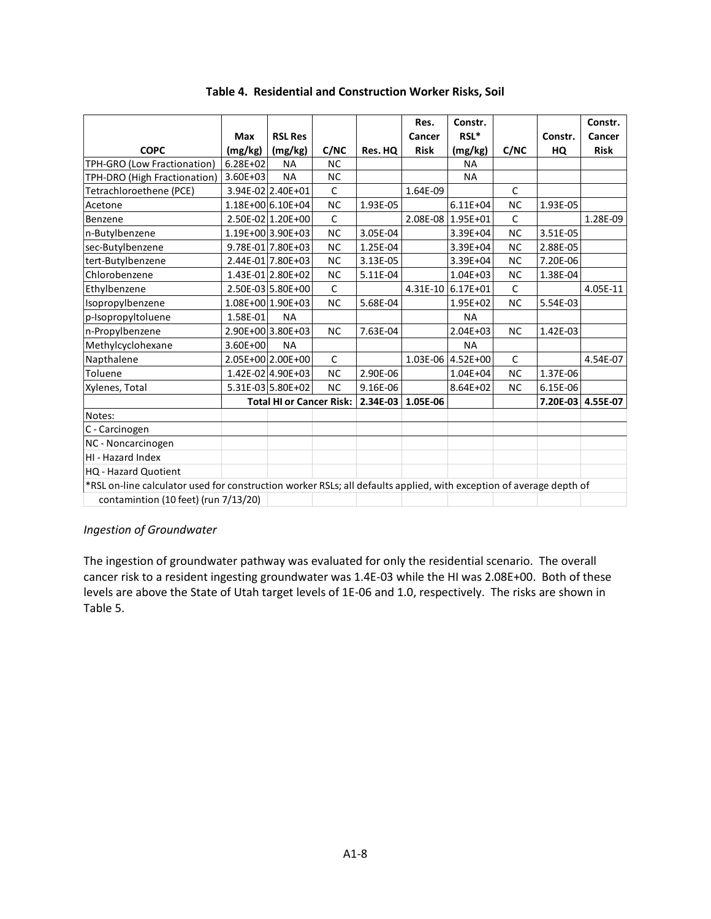**Table 4. Residential and Construction Worker Risks, Soil**

| COPC | Max (mg/kg) | RSL Res (mg/kg) | C/NC | Res. HQ | Res. Cancer Risk | Constr. RSL* (mg/kg) | C/NC | Constr. HQ | Constr. Cancer Risk |
|---|---|---|---|---|---|---|---|---|---|
| TPH-GRO (Low Fractionation) | 6.28E+02 | NA | NC | | | NA | | | |
| TPH-DRO (High Fractionation) | 3.60E+03 | NA | NC | | | NA | | | |
| Tetrachloroethene (PCE) | 3.94E-02 | 2.40E+01 | C | | 1.64E-09 | | C | | |
| Acetone | 1.18E+00 | 6.10E+04 | NC | 1.93E-05 | | 6.11E+04 | NC | 1.93E-05 | |
| Benzene | 2.50E-02 | 1.20E+00 | C | | 2.08E-08 | 1.95E+01 | C | | 1.28E-09 |
| n-Butylbenzene | 1.19E+00 | 3.90E+03 | NC | 3.05E-04 | | 3.39E+04 | NC | 3.51E-05 | |
| sec-Butylbenzene | 9.78E-01 | 7.80E+03 | NC | 1.25E-04 | | 3.39E+04 | NC | 2.88E-05 | |
| tert-Butylbenzene | 2.44E-01 | 7.80E+03 | NC | 3.13E-05 | | 3.39E+04 | NC | 7.20E-06 | |
| Chlorobenzene | 1.43E-01 | 2.80E+02 | NC | 5.11E-04 | | 1.04E+03 | NC | 1.38E-04 | |
| Ethylbenzene | 2.50E-03 | 5.80E+00 | C | | 4.31E-10 | 6.17E+01 | C | | 4.05E-11 |
| Isopropylbenzene | 1.08E+00 | 1.90E+03 | NC | 5.68E-04 | | 1.95E+02 | NC | 5.54E-03 | |
| p-Isopropyltoluene | 1.58E-01 | NA | | | | NA | | | |
| n-Propylbenzene | 2.90E+00 | 3.80E+03 | NC | 7.63E-04 | | 2.04E+03 | NC | 1.42E-03 | |
| Methylcyclohexane | 3.60E+00 | NA | | | | NA | | | |
| Napthalene | 2.05E+00 | 2.00E+00 | C | | 1.03E-06 | 4.52E+00 | C | | 4.54E-07 |
| Toluene | 1.42E-02 | 4.90E+03 | NC | 2.90E-06 | | 1.04E+04 | NC | 1.37E-06 | |
| Xylenes, Total | 5.31E-03 | 5.80E+02 | NC | 9.16E-06 | | 8.64E+02 | NC | 6.15E-06 | |
| | | **Total HI or Cancer Risk:** | | **2.34E-03** | **1.05E-06** | | | **7.20E-03** | **4.55E-07** |

Notes:

C - Carcinogen

NC - Noncarcinogen

HI - Hazard Index

HQ - Hazard Quotient

*RSL on-line calculator used for construction worker RSLs; all defaults applied, with exception of average depth of contamintion (10 feet) (run 7/13/20)

*Ingestion of Groundwater*

The ingestion of groundwater pathway was evaluated for only the residential scenario. The overall cancer risk to a resident ingesting groundwater was 1.4E-03 while the HI was 2.08E+00. Both of these levels are above the State of Utah target levels of 1E-06 and 1.0, respectively. The risks are shown in Table 5.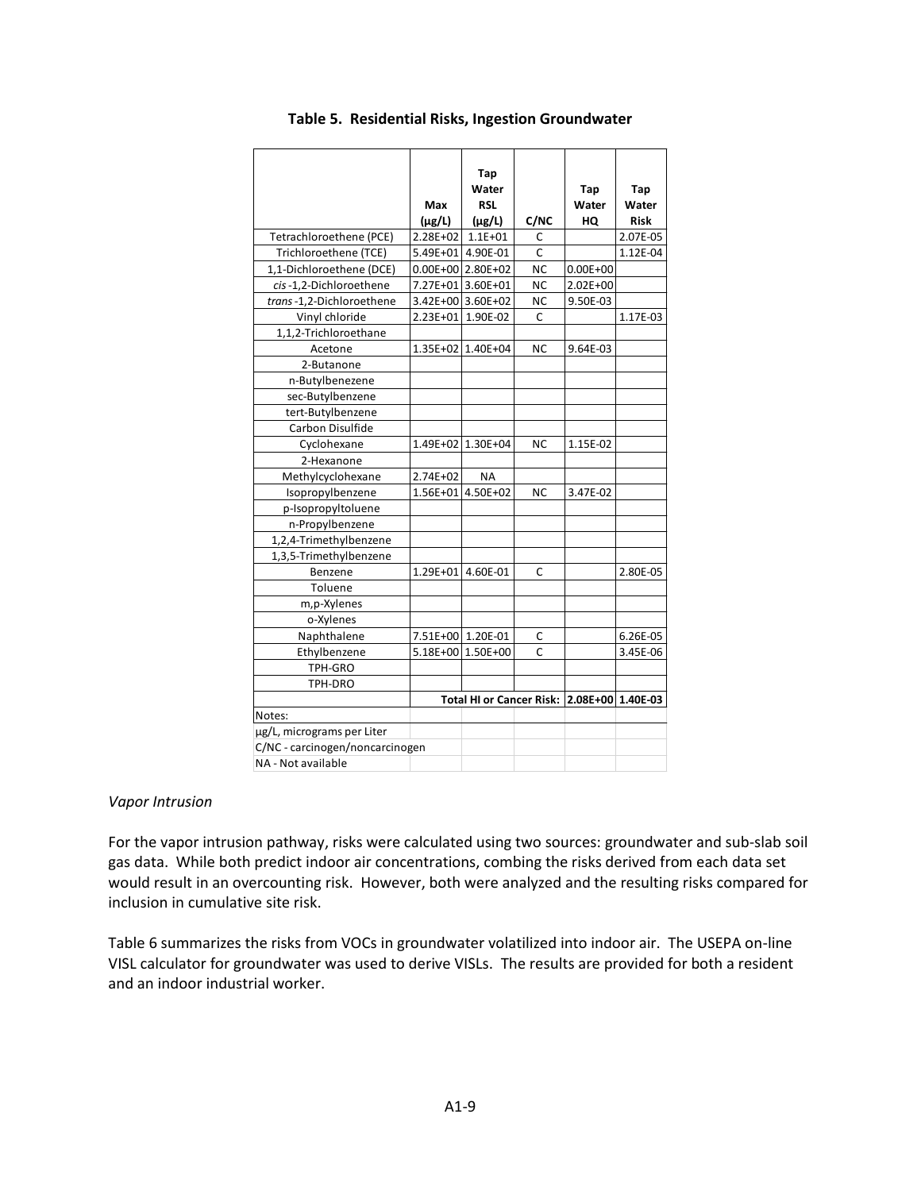**Table 5. Residential Risks, Ingestion Groundwater**

| | Max (μg/L) | Tap Water RSL (μg/L) | C/NC | Tap Water HQ | Tap Water Risk |
|---|---|---|---|---|---|
| Tetrachloroethene (PCE) | 2.28E+02 | 1.1E+01 | C | | 2.07E-05 |
| Trichloroethene (TCE) | 5.49E+01 | 4.90E-01 | C | | 1.12E-04 |
| 1,1-Dichloroethene (DCE) | 0.00E+00 | 2.80E+02 | NC | 0.00E+00 | |
| *cis*-1,2-Dichloroethene | 7.27E+01 | 3.60E+01 | NC | 2.02E+00 | |
| *trans*-1,2-Dichloroethene | 3.42E+00 | 3.60E+02 | NC | 9.50E-03 | |
| Vinyl chloride | 2.23E+01 | 1.90E-02 | C | | 1.17E-03 |
| 1,1,2-Trichloroethane | | | | | |
| Acetone | 1.35E+02 | 1.40E+04 | NC | 9.64E-03 | |
| 2-Butanone | | | | | |
| n-Butylbenezene | | | | | |
| sec-Butylbenzene | | | | | |
| tert-Butylbenzene | | | | | |
| Carbon Disulfide | | | | | |
| Cyclohexane | 1.49E+02 | 1.30E+04 | NC | 1.15E-02 | |
| 2-Hexanone | | | | | |
| Methylcyclohexane | 2.74E+02 | NA | | | |
| Isopropylbenzene | 1.56E+01 | 4.50E+02 | NC | 3.47E-02 | |
| p-Isopropyltoluene | | | | | |
| n-Propylbenzene | | | | | |
| 1,2,4-Trimethylbenzene | | | | | |
| 1,3,5-Trimethylbenzene | | | | | |
| Benzene | 1.29E+01 | 4.60E-01 | C | | 2.80E-05 |
| Toluene | | | | | |
| m,p-Xylenes | | | | | |
| o-Xylenes | | | | | |
| Naphthalene | 7.51E+00 | 1.20E-01 | C | | 6.26E-05 |
| Ethylbenzene | 5.18E+00 | 1.50E+00 | C | | 3.45E-06 |
| TPH-GRO | | | | | |
| TPH-DRO | | | | | |
| | | **Total HI or Cancer Risk:** | | **2.08E+00** | **1.40E-03** |

Notes:
μg/L, micrograms per Liter
C/NC - carcinogen/noncarcinogen
NA - Not available

*Vapor Intrusion*

For the vapor intrusion pathway, risks were calculated using two sources: groundwater and sub-slab soil gas data. While both predict indoor air concentrations, combing the risks derived from each data set would result in an overcounting risk. However, both were analyzed and the resulting risks compared for inclusion in cumulative site risk.

Table 6 summarizes the risks from VOCs in groundwater volatilized into indoor air. The USEPA on-line VISL calculator for groundwater was used to derive VISLs. The results are provided for both a resident and an indoor industrial worker.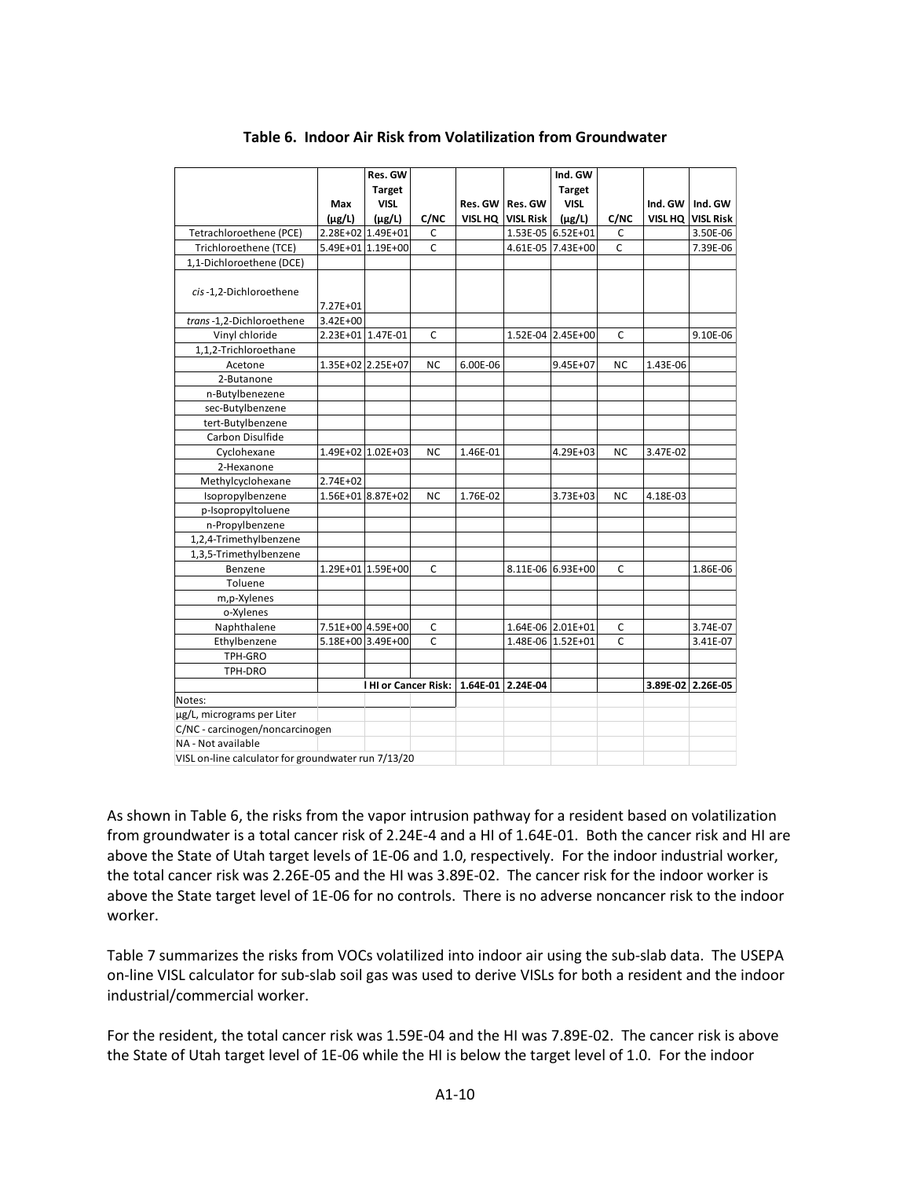**Table 6. Indoor Air Risk from Volatilization from Groundwater**

| | Max (µg/L) | Res. GW Target VISL (µg/L) | C/NC | Res. GW VISL HQ | Res. GW VISL Risk | Ind. GW Target VISL (µg/L) | C/NC | Ind. GW VISL HQ | Ind. GW VISL Risk |
|---|---|---|---|---|---|---|---|---|---|
| Tetrachloroethene (PCE) | 2.28E+02 | 1.49E+01 | C | | 1.53E-05 | 6.52E+01 | C | | 3.50E-06 |
| Trichloroethene (TCE) | 5.49E+01 | 1.19E+00 | C | | 4.61E-05 | 7.43E+00 | C | | 7.39E-06 |
| 1,1-Dichloroethene (DCE) | | | | | | | | | |
| *cis*-1,2-Dichloroethene | 7.27E+01 | | | | | | | | |
| *trans*-1,2-Dichloroethene | 3.42E+00 | | | | | | | | |
| Vinyl chloride | 2.23E+01 | 1.47E-01 | C | | 1.52E-04 | 2.45E+00 | C | | 9.10E-06 |
| 1,1,2-Trichloroethane | | | | | | | | | |
| Acetone | 1.35E+02 | 2.25E+07 | NC | 6.00E-06 | | 9.45E+07 | NC | 1.43E-06 | |
| 2-Butanone | | | | | | | | | |
| n-Butylbenezene | | | | | | | | | |
| sec-Butylbenzene | | | | | | | | | |
| tert-Butylbenzene | | | | | | | | | |
| Carbon Disulfide | | | | | | | | | |
| Cyclohexane | 1.49E+02 | 1.02E+03 | NC | 1.46E-01 | | 4.29E+03 | NC | 3.47E-02 | |
| 2-Hexanone | | | | | | | | | |
| Methylcyclohexane | 2.74E+02 | | | | | | | | |
| Isopropylbenzene | 1.56E+01 | 8.87E+02 | NC | 1.76E-02 | | 3.73E+03 | NC | 4.18E-03 | |
| p-Isopropyltoluene | | | | | | | | | |
| n-Propylbenzene | | | | | | | | | |
| 1,2,4-Trimethylbenzene | | | | | | | | | |
| 1,3,5-Trimethylbenzene | | | | | | | | | |
| Benzene | 1.29E+01 | 1.59E+00 | C | | 8.11E-06 | 6.93E+00 | C | | 1.86E-06 |
| Toluene | | | | | | | | | |
| m,p-Xylenes | | | | | | | | | |
| o-Xylenes | | | | | | | | | |
| Naphthalene | 7.51E+00 | 4.59E+00 | C | | 1.64E-06 | 2.01E+01 | C | | 3.74E-07 |
| Ethylbenzene | 5.18E+00 | 3.49E+00 | C | | 1.48E-06 | 1.52E+01 | C | | 3.41E-07 |
| TPH-GRO | | | | | | | | | |
| TPH-DRO | | | | | | | | | |
| | | l HI or Cancer Risk: | | 1.64E-01 | 2.24E-04 | | | 3.89E-02 | 2.26E-05 |

Notes:
µg/L, micrograms per Liter
C/NC - carcinogen/noncarcinogen
NA - Not available
VISL on-line calculator for groundwater run 7/13/20

As shown in Table 6, the risks from the vapor intrusion pathway for a resident based on volatilization from groundwater is a total cancer risk of 2.24E-4 and a HI of 1.64E-01. Both the cancer risk and HI are above the State of Utah target levels of 1E-06 and 1.0, respectively. For the indoor industrial worker, the total cancer risk was 2.26E-05 and the HI was 3.89E-02. The cancer risk for the indoor worker is above the State target level of 1E-06 for no controls. There is no adverse noncancer risk to the indoor worker.

Table 7 summarizes the risks from VOCs volatilized into indoor air using the sub-slab data. The USEPA on-line VISL calculator for sub-slab soil gas was used to derive VISLs for both a resident and the indoor industrial/commercial worker.

For the resident, the total cancer risk was 1.59E-04 and the HI was 7.89E-02. The cancer risk is above the State of Utah target level of 1E-06 while the HI is below the target level of 1.0. For the indoor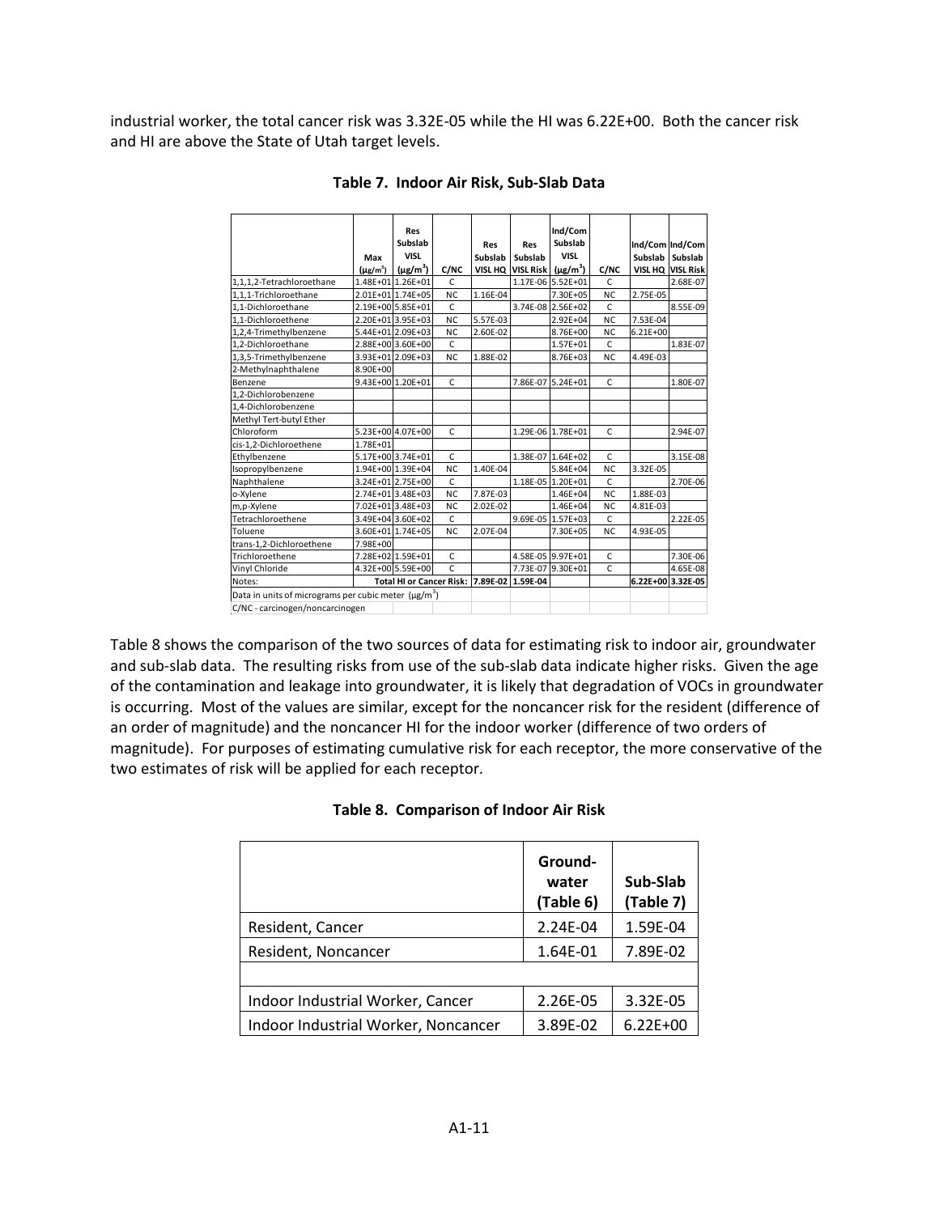industrial worker, the total cancer risk was 3.32E-05 while the HI was 6.22E+00. Both the cancer risk and HI are above the State of Utah target levels.

**Table 7. Indoor Air Risk, Sub-Slab Data**

| | Max ($\mu g/m^3$) | Res Subslab VISL ($\mu g/m^3$) | C/NC | Res Subslab VISL HQ | Res Subslab VISL Risk | Ind/Com Subslab VISL ($\mu g/m^3$) | C/NC | Ind/Com Subslab VISL HQ | Ind/Com Subslab VISL Risk |
|---|---|---|---|---|---|---|---|---|---|
| 1,1,1,2-Tetrachloroethane | 1.48E+01 | 1.26E+01 | C | | 1.17E-06 | 5.52E+01 | C | | 2.68E-07 |
| 1,1,1-Trichloroethane | 2.01E+01 | 1.74E+05 | NC | 1.16E-04 | | 7.30E+05 | NC | 2.75E-05 | |
| 1,1-Dichloroethane | 2.19E+00 | 5.85E+01 | C | | 3.74E-08 | 2.56E+02 | C | | 8.55E-09 |
| 1,1-Dichloroethene | 2.20E+01 | 3.95E+03 | NC | 5.57E-03 | | 2.92E+04 | NC | 7.53E-04 | |
| 1,2,4-Trimethylbenzene | 5.44E+01 | 2.09E+03 | NC | 2.60E-02 | | 8.76E+00 | NC | 6.21E+00 | |
| 1,2-Dichloroethane | 2.88E+00 | 3.60E+00 | C | | | 1.57E+01 | C | | 1.83E-07 |
| 1,3,5-Trimethylbenzene | 3.93E+01 | 2.09E+03 | NC | 1.88E-02 | | 8.76E+03 | NC | 4.49E-03 | |
| 2-Methylnaphthalene | 8.90E+00 | | | | | | | | |
| Benzene | 9.43E+00 | 1.20E+01 | C | | 7.86E-07 | 5.24E+01 | C | | 1.80E-07 |
| 1,2-Dichlorobenzene | | | | | | | | | |
| 1,4-Dichlorobenzene | | | | | | | | | |
| Methyl Tert-butyl Ether | | | | | | | | | |
| Chloroform | 5.23E+00 | 4.07E+00 | C | | 1.29E-06 | 1.78E+01 | C | | 2.94E-07 |
| cis-1,2-Dichloroethene | 1.78E+01 | | | | | | | | |
| Ethylbenzene | 5.17E+00 | 3.74E+01 | C | | 1.38E-07 | 1.64E+02 | C | | 3.15E-08 |
| Isopropylbenzene | 1.94E+00 | 1.39E+04 | NC | 1.40E-04 | | 5.84E+04 | NC | 3.32E-05 | |
| Naphthalene | 3.24E+01 | 2.75E+00 | C | | 1.18E-05 | 1.20E+01 | C | | 2.70E-06 |
| o-Xylene | 2.74E+01 | 3.48E+03 | NC | 7.87E-03 | | 1.46E+04 | NC | 1.88E-03 | |
| m,p-Xylene | 7.02E+01 | 3.48E+03 | NC | 2.02E-02 | | 1.46E+04 | NC | 4.81E-03 | |
| Tetrachloroethene | 3.49E+04 | 3.60E+02 | C | | 9.69E-05 | 1.57E+03 | C | | 2.22E-05 |
| Toluene | 3.60E+01 | 1.74E+05 | NC | 2.07E-04 | | 7.30E+05 | NC | 4.93E-05 | |
| trans-1,2-Dichloroethene | 7.98E+00 | | | | | | | | |
| Trichloroethene | 7.28E+02 | 1.59E+01 | C | | 4.58E-05 | 9.97E+01 | C | | 7.30E-06 |
| Vinyl Chloride | 4.32E+00 | 5.59E+00 | C | | 7.73E-07 | 9.30E+01 | C | | 4.65E-08 |
| Notes: | | Total HI or Cancer Risk: | | 7.89E-02 | 1.59E-04 | | | 6.22E+00 | 3.32E-05 |
| Data in units of micrograms per cubic meter ($\mu g/m^3$) | | | | | | | | | |
| C/NC - carcinogen/noncarcinogen | | | | | | | | | |

Table 8 shows the comparison of the two sources of data for estimating risk to indoor air, groundwater and sub-slab data. The resulting risks from use of the sub-slab data indicate higher risks. Given the age of the contamination and leakage into groundwater, it is likely that degradation of VOCs in groundwater is occurring. Most of the values are similar, except for the noncancer risk for the resident (difference of an order of magnitude) and the noncancer HI for the indoor worker (difference of two orders of magnitude). For purposes of estimating cumulative risk for each receptor, the more conservative of the two estimates of risk will be applied for each receptor.

**Table 8. Comparison of Indoor Air Risk**

| | Ground-water (Table 6) | Sub-Slab (Table 7) |
|---|---|---|
| Resident, Cancer | 2.24E-04 | 1.59E-04 |
| Resident, Noncancer | 1.64E-01 | 7.89E-02 |
| | | |
| Indoor Industrial Worker, Cancer | 2.26E-05 | 3.32E-05 |
| Indoor Industrial Worker, Noncancer | 3.89E-02 | 6.22E+00 |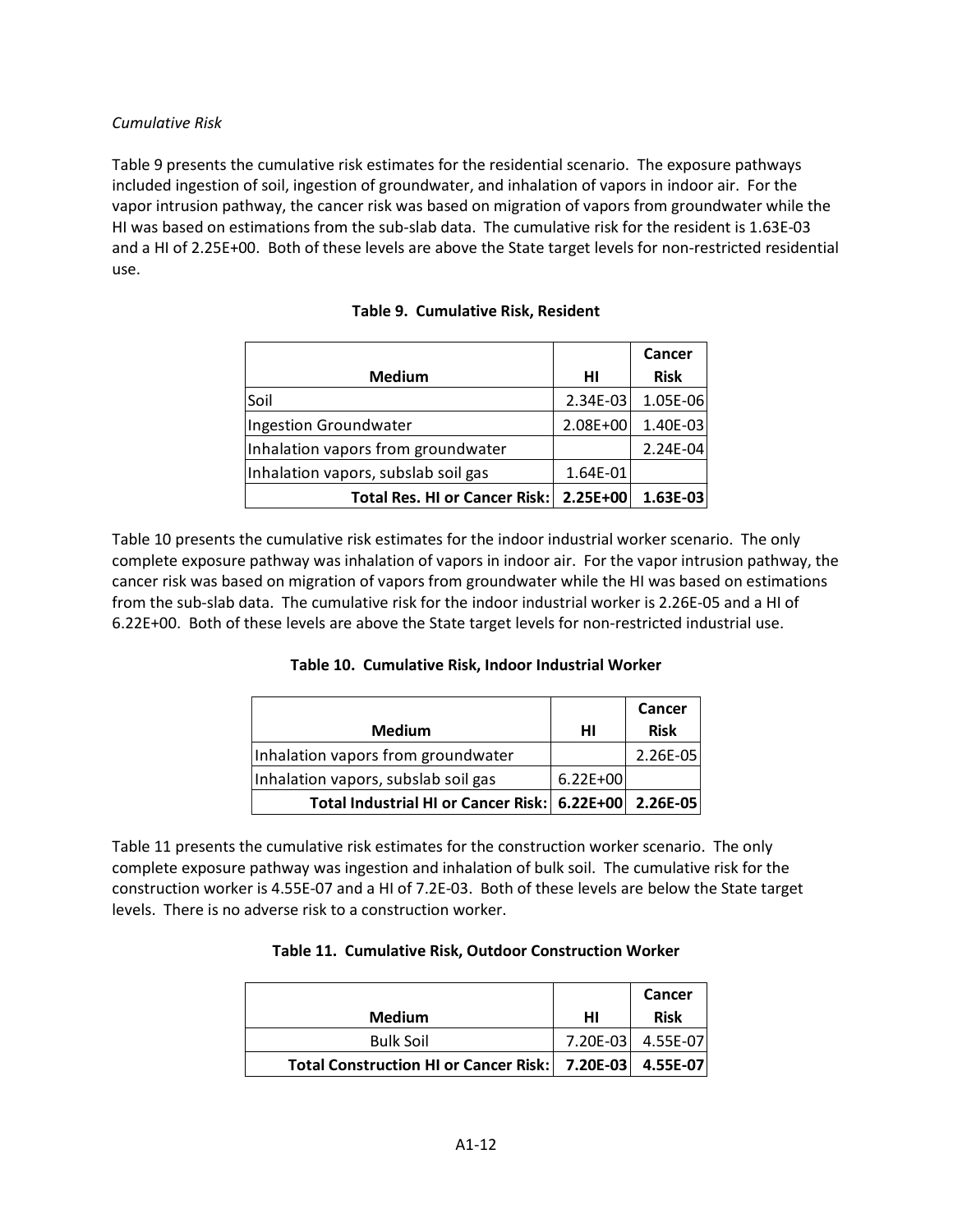*Cumulative Risk*

Table 9 presents the cumulative risk estimates for the residential scenario. The exposure pathways included ingestion of soil, ingestion of groundwater, and inhalation of vapors in indoor air. For the vapor intrusion pathway, the cancer risk was based on migration of vapors from groundwater while the HI was based on estimations from the sub-slab data. The cumulative risk for the resident is 1.63E-03 and a HI of 2.25E+00. Both of these levels are above the State target levels for non-restricted residential use.

**Table 9. Cumulative Risk, Resident**

| Medium | HI | Cancer Risk |
|---|---|---|
| Soil | 2.34E-03 | 1.05E-06 |
| Ingestion Groundwater | 2.08E+00 | 1.40E-03 |
| Inhalation vapors from groundwater | | 2.24E-04 |
| Inhalation vapors, subslab soil gas | 1.64E-01 | |
| **Total Res. HI or Cancer Risk:** | **2.25E+00** | **1.63E-03** |

Table 10 presents the cumulative risk estimates for the indoor industrial worker scenario. The only complete exposure pathway was inhalation of vapors in indoor air. For the vapor intrusion pathway, the cancer risk was based on migration of vapors from groundwater while the HI was based on estimations from the sub-slab data. The cumulative risk for the indoor industrial worker is 2.26E-05 and a HI of 6.22E+00. Both of these levels are above the State target levels for non-restricted industrial use.

**Table 10. Cumulative Risk, Indoor Industrial Worker**

| Medium | HI | Cancer Risk |
|---|---|---|
| Inhalation vapors from groundwater | | 2.26E-05 |
| Inhalation vapors, subslab soil gas | 6.22E+00 | |
| **Total Industrial HI or Cancer Risk:** | **6.22E+00** | **2.26E-05** |

Table 11 presents the cumulative risk estimates for the construction worker scenario. The only complete exposure pathway was ingestion and inhalation of bulk soil. The cumulative risk for the construction worker is 4.55E-07 and a HI of 7.2E-03. Both of these levels are below the State target levels. There is no adverse risk to a construction worker.

**Table 11. Cumulative Risk, Outdoor Construction Worker**

| Medium | HI | Cancer Risk |
|---|---|---|
| Bulk Soil | 7.20E-03 | 4.55E-07 |
| **Total Construction HI or Cancer Risk:** | **7.20E-03** | **4.55E-07** |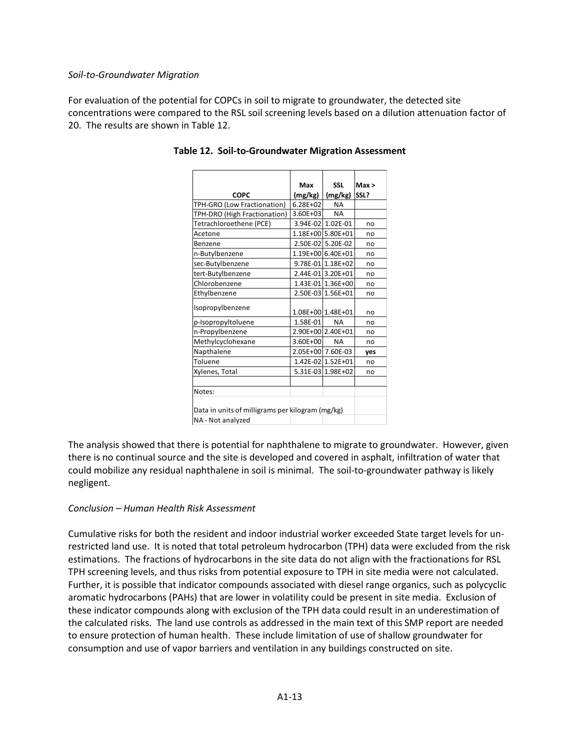*Soil-to-Groundwater Migration*

For evaluation of the potential for COPCs in soil to migrate to groundwater, the detected site concentrations were compared to the RSL soil screening levels based on a dilution attenuation factor of 20. The results are shown in Table 12.

**Table 12. Soil-to-Groundwater Migration Assessment**

| COPC | Max (mg/kg) | SSL (mg/kg) | Max > SSL? |
|---|---|---|---|
| TPH-GRO (Low Fractionation) | 6.28E+02 | NA | |
| TPH-DRO (High Fractionation) | 3.60E+03 | NA | |
| Tetrachloroethene (PCE) | 3.94E-02 | 1.02E-01 | no |
| Acetone | 1.18E+00 | 5.80E+01 | no |
| Benzene | 2.50E-02 | 5.20E-02 | no |
| n-Butylbenzene | 1.19E+00 | 6.40E+01 | no |
| sec-Butylbenzene | 9.78E-01 | 1.18E+02 | no |
| tert-Butylbenzene | 2.44E-01 | 3.20E+01 | no |
| Chlorobenzene | 1.43E-01 | 1.36E+00 | no |
| Ethylbenzene | 2.50E-03 | 1.56E+01 | no |
| Isopropylbenzene | 1.08E+00 | 1.48E+01 | no |
| p-Isopropyltoluene | 1.58E-01 | NA | no |
| n-Propylbenzene | 2.90E+00 | 2.40E+01 | no |
| Methylcyclohexane | 3.60E+00 | NA | no |
| Napthalene | 2.05E+00 | 7.60E-03 | **yes** |
| Toluene | 1.42E-02 | 1.52E+01 | no |
| Xylenes, Total | 5.31E-03 | 1.98E+02 | no |
| | | | |
| Notes: | | | |
| Data in units of milligrams per kilogram (mg/kg) | | | |
| NA - Not analyzed | | | |

The analysis showed that there is potential for naphthalene to migrate to groundwater. However, given there is no continual source and the site is developed and covered in asphalt, infiltration of water that could mobilize any residual naphthalene in soil is minimal. The soil-to-groundwater pathway is likely negligent.

*Conclusion – Human Health Risk Assessment*

Cumulative risks for both the resident and indoor industrial worker exceeded State target levels for un-restricted land use. It is noted that total petroleum hydrocarbon (TPH) data were excluded from the risk estimations. The fractions of hydrocarbons in the site data do not align with the fractionations for RSL TPH screening levels, and thus risks from potential exposure to TPH in site media were not calculated. Further, it is possible that indicator compounds associated with diesel range organics, such as polycyclic aromatic hydrocarbons (PAHs) that are lower in volatility could be present in site media. Exclusion of these indicator compounds along with exclusion of the TPH data could result in an underestimation of the calculated risks. The land use controls as addressed in the main text of this SMP report are needed to ensure protection of human health. These include limitation of use of shallow groundwater for consumption and use of vapor barriers and ventilation in any buildings constructed on site.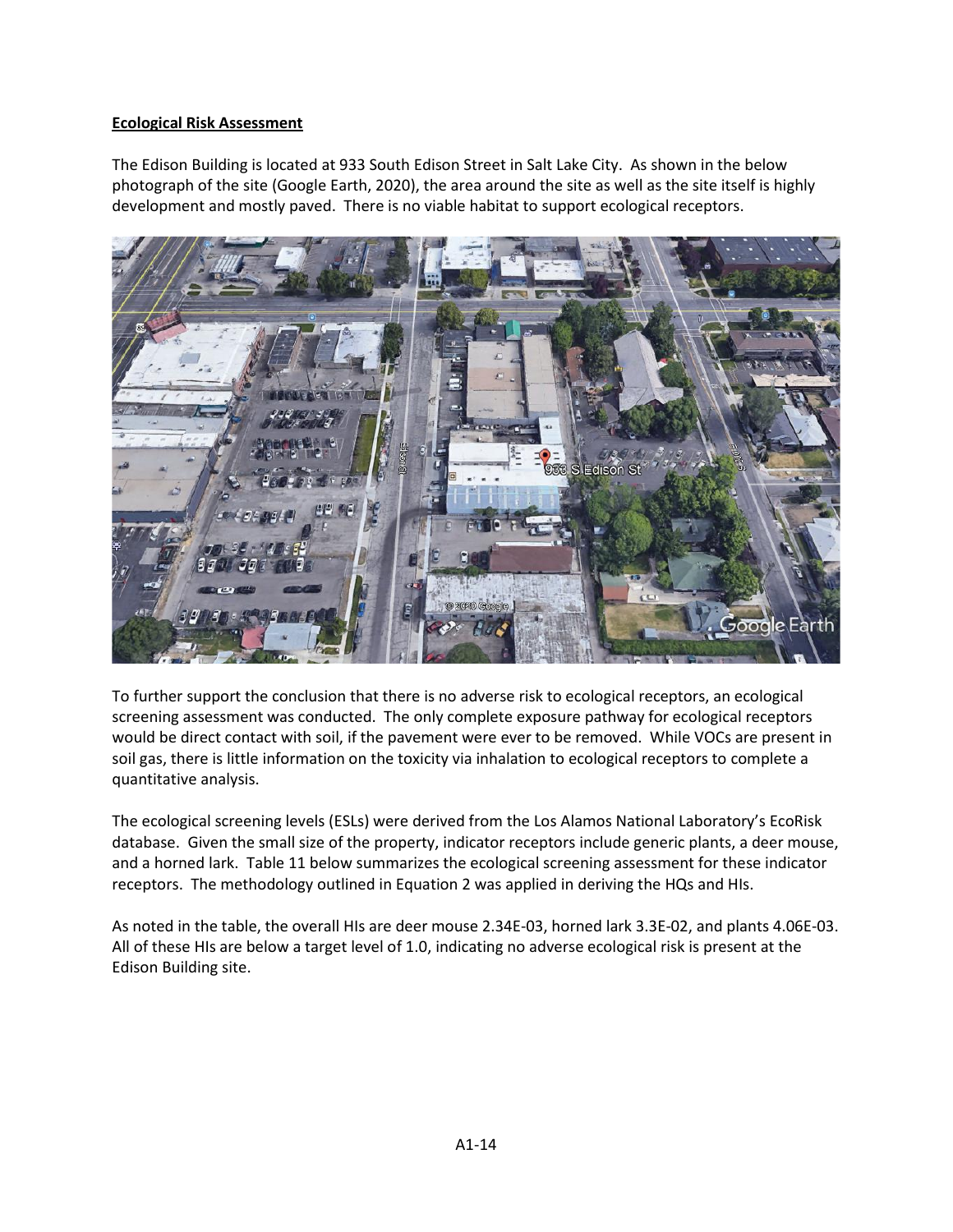**Ecological Risk Assessment**

The Edison Building is located at 933 South Edison Street in Salt Lake City. As shown in the below photograph of the site (Google Earth, 2020), the area around the site as well as the site itself is highly development and mostly paved. There is no viable habitat to support ecological receptors.

To further support the conclusion that there is no adverse risk to ecological receptors, an ecological screening assessment was conducted. The only complete exposure pathway for ecological receptors would be direct contact with soil, if the pavement were ever to be removed. While VOCs are present in soil gas, there is little information on the toxicity via inhalation to ecological receptors to complete a quantitative analysis.

The ecological screening levels (ESLs) were derived from the Los Alamos National Laboratory's EcoRisk database. Given the small size of the property, indicator receptors include generic plants, a deer mouse, and a horned lark. Table 11 below summarizes the ecological screening assessment for these indicator receptors. The methodology outlined in Equation 2 was applied in deriving the HQs and HIs.

As noted in the table, the overall HIs are deer mouse 2.34E-03, horned lark 3.3E-02, and plants 4.06E-03. All of these HIs are below a target level of 1.0, indicating no adverse ecological risk is present at the Edison Building site.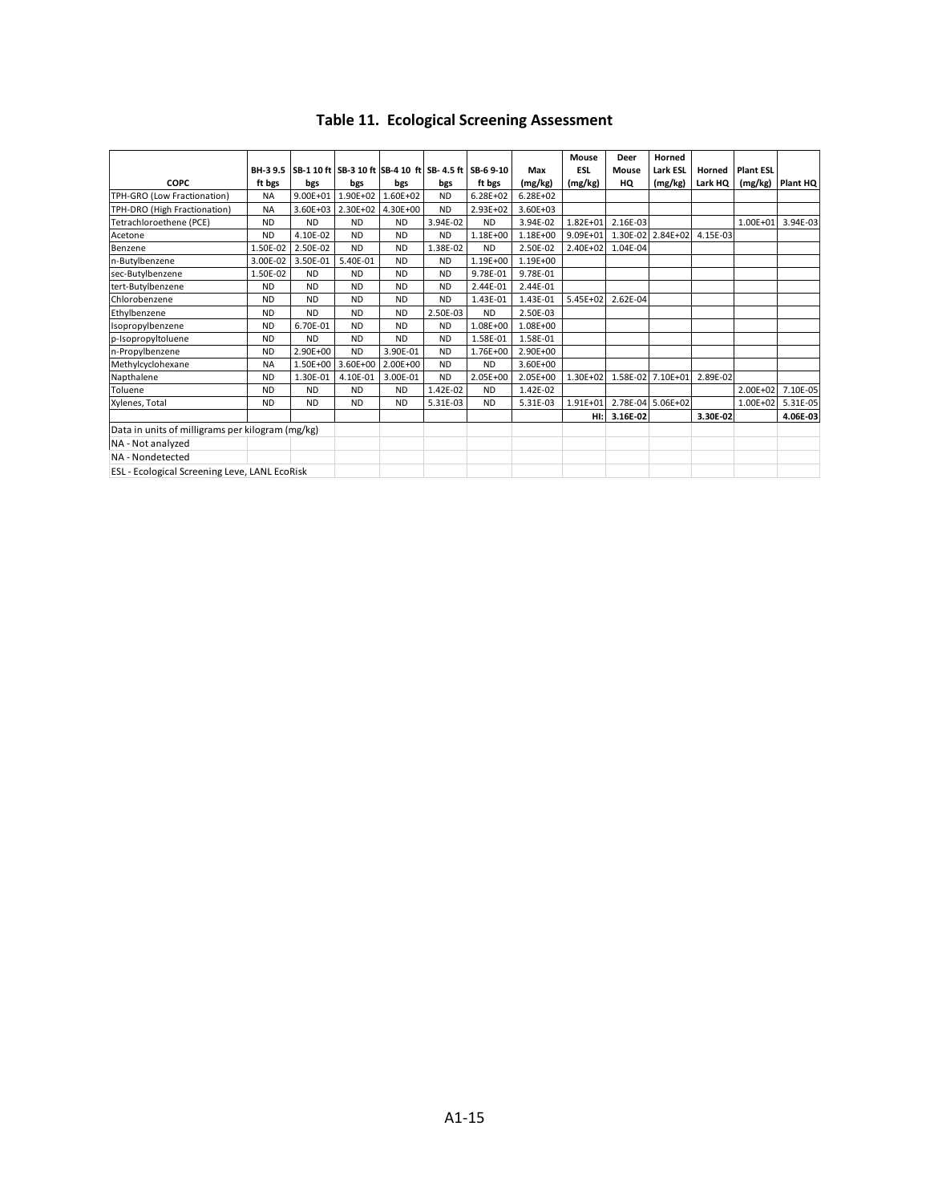# Table 11. Ecological Screening Assessment

| COPC | BH-3 9.5 ft bgs | SB-1 10 ft bgs | SB-3 10 ft bgs | SB-4 10 ft bgs | SB- 4.5 ft bgs | SB-6 9-10 ft bgs | Max (mg/kg) | Mouse ESL (mg/kg) | Deer Mouse HQ | Horned Lark ESL (mg/kg) | Horned Lark HQ | Plant ESL (mg/kg) | Plant HQ |
|---|---|---|---|---|---|---|---|---|---|---|---|---|---|
| TPH-GRO (Low Fractionation) | NA | 9.00E+01 | 1.90E+02 | 1.60E+02 | ND | 6.28E+02 | 6.28E+02 | | | | | | |
| TPH-DRO (High Fractionation) | NA | 3.60E+03 | 2.30E+02 | 4.30E+00 | ND | 2.93E+02 | 3.60E+03 | | | | | | |
| Tetrachloroethene (PCE) | ND | ND | ND | ND | 3.94E-02 | ND | 3.94E-02 | 1.82E+01 | 2.16E-03 | | | 1.00E+01 | 3.94E-03 |
| Acetone | ND | 4.10E-02 | ND | ND | ND | 1.18E+00 | 1.18E+00 | 9.09E+01 | 1.30E-02 | 2.84E+02 | 4.15E-03 | | |
| Benzene | 1.50E-02 | 2.50E-02 | ND | ND | 1.38E-02 | ND | 2.50E-02 | 2.40E+02 | 1.04E-04 | | | | |
| n-Butylbenzene | 3.00E-02 | 3.50E-01 | 5.40E-01 | ND | ND | 1.19E+00 | 1.19E+00 | | | | | | |
| sec-Butylbenzene | 1.50E-02 | ND | ND | ND | ND | 9.78E-01 | 9.78E-01 | | | | | | |
| tert-Butylbenzene | ND | ND | ND | ND | ND | 2.44E-01 | 2.44E-01 | | | | | | |
| Chlorobenzene | ND | ND | ND | ND | ND | 1.43E-01 | 1.43E-01 | 5.45E+02 | 2.62E-04 | | | | |
| Ethylbenzene | ND | ND | ND | ND | 2.50E-03 | ND | 2.50E-03 | | | | | | |
| Isopropylbenzene | ND | 6.70E-01 | ND | ND | ND | 1.08E+00 | 1.08E+00 | | | | | | |
| p-Isopropyltoluene | ND | ND | ND | ND | ND | 1.58E-01 | 1.58E-01 | | | | | | |
| n-Propylbenzene | ND | 2.90E+00 | ND | 3.90E-01 | ND | 1.76E+00 | 2.90E+00 | | | | | | |
| Methylcyclohexane | NA | 1.50E+00 | 3.60E+00 | 2.00E+00 | ND | ND | 3.60E+00 | | | | | | |
| Napthalene | ND | 1.30E-01 | 4.10E-01 | 3.00E-01 | ND | 2.05E+00 | 2.05E+00 | 1.30E+02 | 1.58E-02 | 7.10E+01 | 2.89E-02 | | |
| Toluene | ND | ND | ND | ND | 1.42E-02 | ND | 1.42E-02 | | | | | 2.00E+02 | 7.10E-05 |
| Xylenes, Total | ND | ND | ND | ND | 5.31E-03 | ND | 5.31E-03 | 1.91E+01 | 2.78E-04 | 5.06E+02 | | 1.00E+02 | 5.31E-05 |
| | | | | | | | | HI: | **3.16E-02** | | **3.30E-02** | | **4.06E-03** |

Data in units of milligrams per kilogram (mg/kg)

NA - Not analyzed

NA - Nondetected

ESL - Ecological Screening Leve, LANL EcoRisk